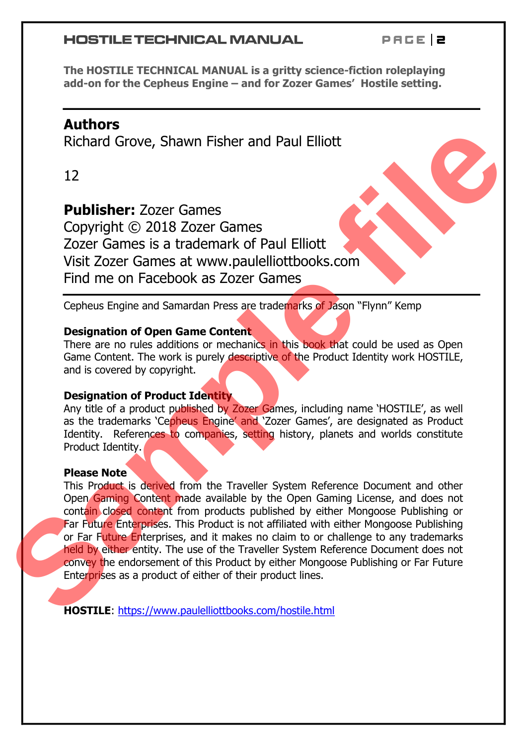The HOSTILE TECHNICAL MANUAL is a gritty science-fiction roleplaying add-on for the Cepheus Engine – and for Zozer Games' Hostile setting.

---

## Authors

Richard Grove, Shawn Fisher and Paul Elliott

12

**Publisher:** Zozer Games
Copyright © 2018 Zozer Games
Zozer Games is a trademark of Paul Elliott
Visit Zozer Games at www.paulelliottbooks.com
Find me on Facebook as Zozer Games

---

Cepheus Engine and Samardan Press are trademarks of Jason "Flynn" Kemp

**Designation of Open Game Content**
There are no rules additions or mechanics in this book that could be used as Open Game Content. The work is purely descriptive of the Product Identity work HOSTILE, and is covered by copyright.

**Designation of Product Identity**
Any title of a product published by Zozer Games, including name 'HOSTILE', as well as the trademarks 'Cepheus Engine' and 'Zozer Games', are designated as Product Identity. References to companies, setting history, planets and worlds constitute Product Identity.

**Please Note**
This Product is derived from the Traveller System Reference Document and other Open Gaming Content made available by the Open Gaming License, and does not contain closed content from products published by either Mongoose Publishing or Far Future Enterprises. This Product is not affiliated with either Mongoose Publishing or Far Future Enterprises, and it makes no claim to or challenge to any trademarks held by either entity. The use of the Traveller System Reference Document does not convey the endorsement of this Product by either Mongoose Publishing or Far Future Enterprises as a product of either of their product lines.

**HOSTILE**: https://www.paulelliottbooks.com/hostile.html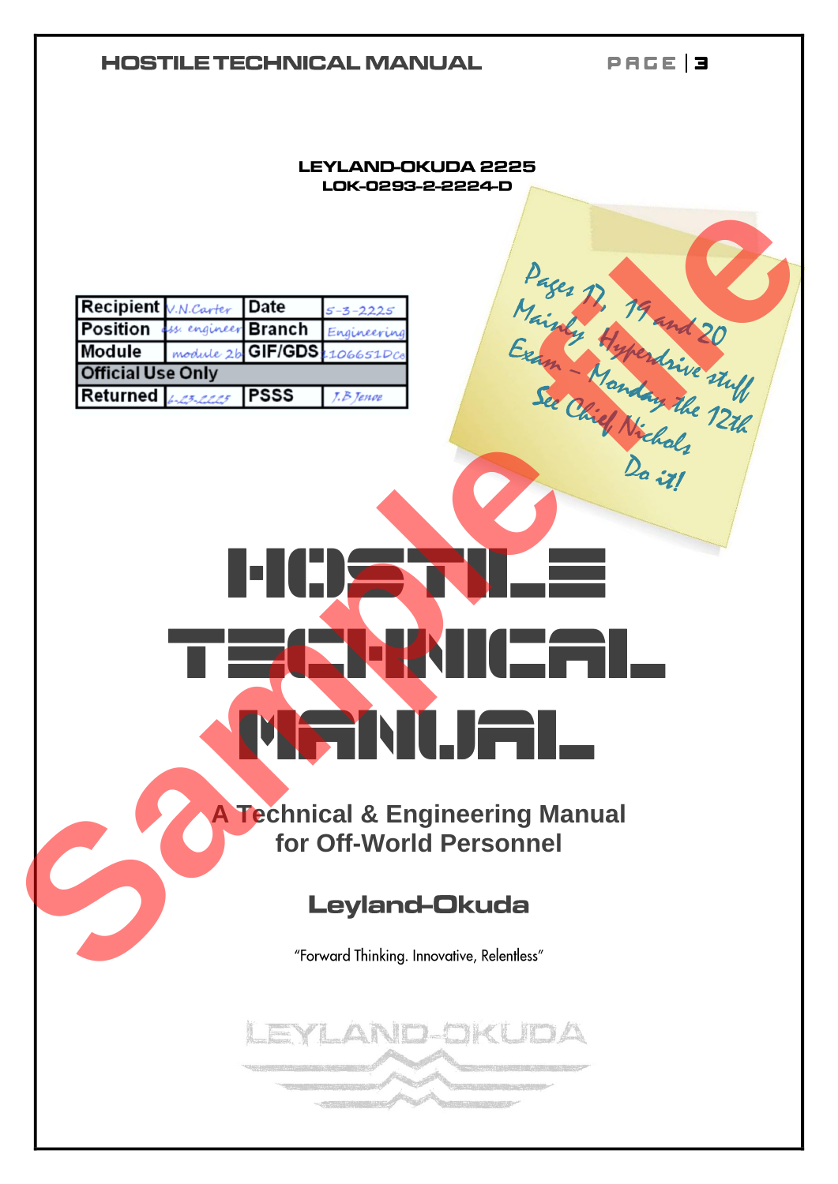**LEYLAND-OKUDA 2225**
**LOK-0293-2-2224-D**

| Recipient | V.N.Carter | Date | 5-3-2225 |
|---|---|---|---|
| Position | ass. engineer | Branch | Engineering |
| Module | module 2b | GIF/GDS | 4106651Dc |
| **Official Use Only** | | | |
| Returned | 6-23-2225 | PSSS | J.B Jenoe |

Pages 17, 19 and 20
Mainly Hyperdrive stuff
Exam - Monday the 12th
See Chief Nichols
Do it!

# HOSTILE TECHNICAL MANUAL

## A Technical & Engineering Manual for Off-World Personnel

### Leyland-Okuda

"Forward Thinking. Innovative, Relentless"

LEYLAND-OKUDA

Sample file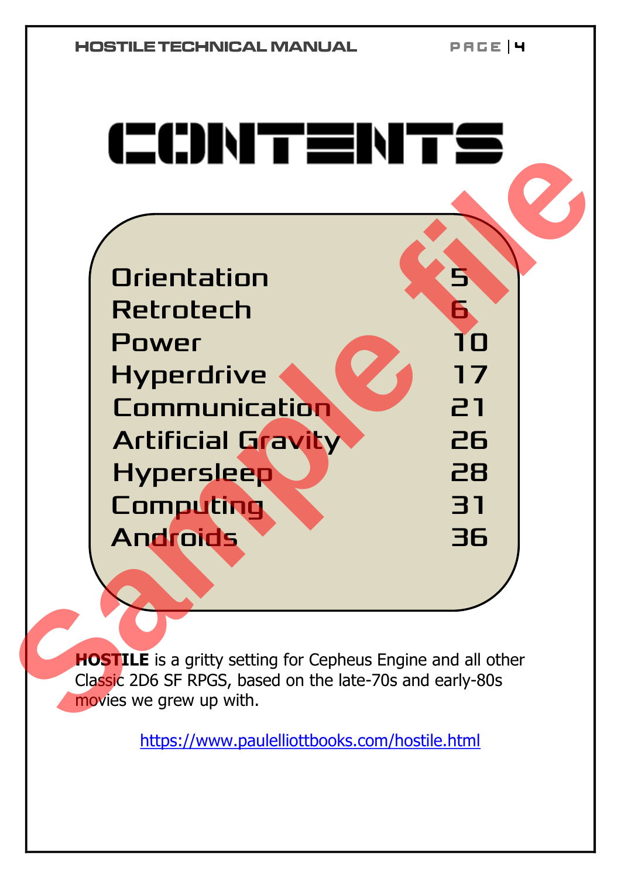# CONTENTS

| | |
|---|---|
| Orientation | 5 |
| Retrotech | 6 |
| Power | 10 |
| Hyperdrive | 17 |
| Communication | 21 |
| Artificial Gravity | 26 |
| Hypersleep | 28 |
| Computing | 31 |
| Androids | 36 |

**HOSTILE** is a gritty setting for Cepheus Engine and all other Classic 2D6 SF RPGS, based on the late-70s and early-80s movies we grew up with.

https://www.paulelliottbooks.com/hostile.html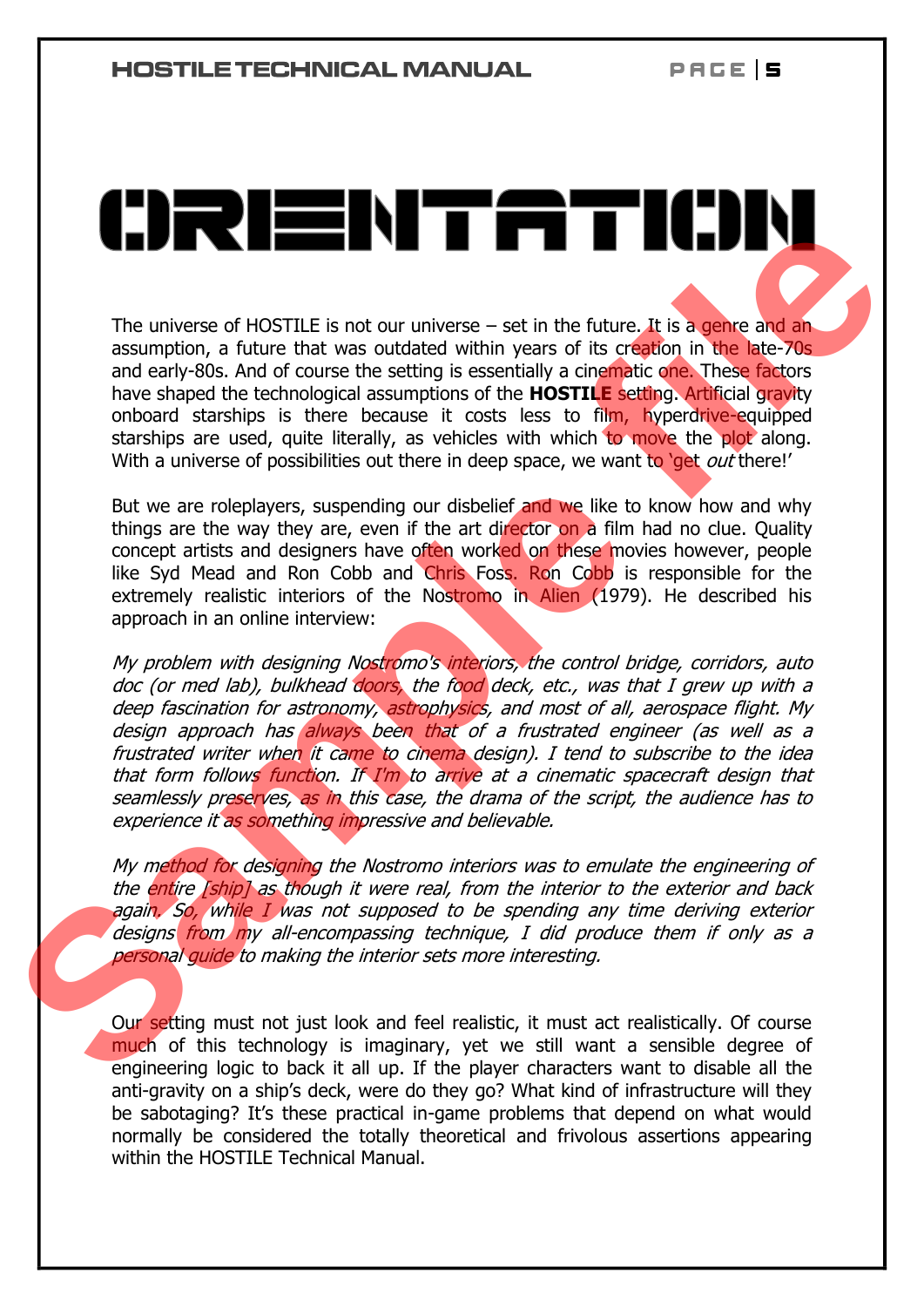# ORIENTATION

The universe of HOSTILE is not our universe – set in the future. It is a genre and an assumption, a future that was outdated within years of its creation in the late-70s and early-80s. And of course the setting is essentially a cinematic one. These factors have shaped the technological assumptions of the **HOSTILE** setting. Artificial gravity onboard starships is there because it costs less to film, hyperdrive-equipped starships are used, quite literally, as vehicles with which to move the plot along. With a universe of possibilities out there in deep space, we want to 'get *out* there!'

But we are roleplayers, suspending our disbelief and we like to know how and why things are the way they are, even if the art director on a film had no clue. Quality concept artists and designers have often worked on these movies however, people like Syd Mead and Ron Cobb and Chris Foss. Ron Cobb is responsible for the extremely realistic interiors of the Nostromo in Alien (1979). He described his approach in an online interview:

*My problem with designing Nostromo's interiors, the control bridge, corridors, auto doc (or med lab), bulkhead doors, the food deck, etc., was that I grew up with a deep fascination for astronomy, astrophysics, and most of all, aerospace flight. My design approach has always been that of a frustrated engineer (as well as a frustrated writer when it came to cinema design). I tend to subscribe to the idea that form follows function. If I'm to arrive at a cinematic spacecraft design that seamlessly preserves, as in this case, the drama of the script, the audience has to experience it as something impressive and believable.*

*My method for designing the Nostromo interiors was to emulate the engineering of the entire [ship] as though it were real, from the interior to the exterior and back again. So, while I was not supposed to be spending any time deriving exterior designs from my all-encompassing technique, I did produce them if only as a personal guide to making the interior sets more interesting.*

Our setting must not just look and feel realistic, it must act realistically. Of course much of this technology is imaginary, yet we still want a sensible degree of engineering logic to back it all up. If the player characters want to disable all the anti-gravity on a ship's deck, were do they go? What kind of infrastructure will they be sabotaging? It's these practical in-game problems that depend on what would normally be considered the totally theoretical and frivolous assertions appearing within the HOSTILE Technical Manual.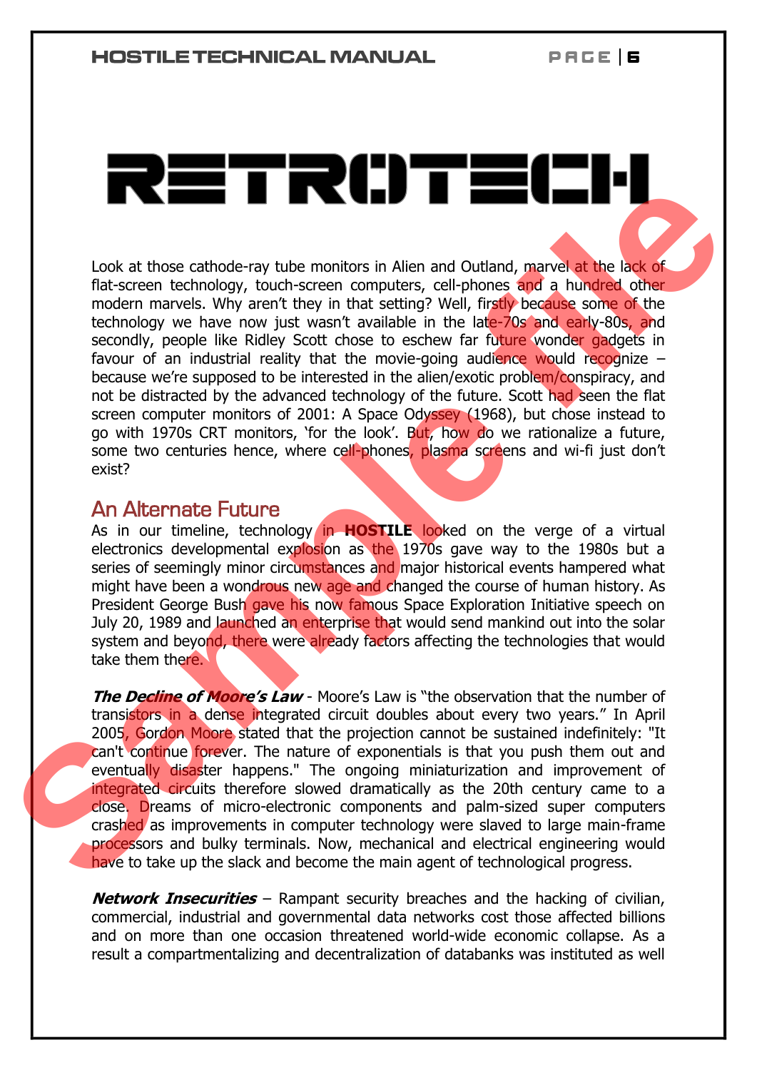# RETROTECH

Look at those cathode-ray tube monitors in Alien and Outland, marvel at the lack of flat-screen technology, touch-screen computers, cell-phones and a hundred other modern marvels. Why aren't they in that setting? Well, firstly because some of the technology we have now just wasn't available in the late-70s and early-80s, and secondly, people like Ridley Scott chose to eschew far future wonder gadgets in favour of an industrial reality that the movie-going audience would recognize – because we're supposed to be interested in the alien/exotic problem/conspiracy, and not be distracted by the advanced technology of the future. Scott had seen the flat screen computer monitors of 2001: A Space Odyssey (1968), but chose instead to go with 1970s CRT monitors, 'for the look'. But, how do we rationalize a future, some two centuries hence, where cell-phones, plasma screens and wi-fi just don't exist?

## An Alternate Future

As in our timeline, technology in **HOSTILE** looked on the verge of a virtual electronics developmental explosion as the 1970s gave way to the 1980s but a series of seemingly minor circumstances and major historical events hampered what might have been a wondrous new age and changed the course of human history. As President George Bush gave his now famous Space Exploration Initiative speech on July 20, 1989 and launched an enterprise that would send mankind out into the solar system and beyond, there were already factors affecting the technologies that would take them there.

***The Decline of Moore's Law*** - Moore's Law is "the observation that the number of transistors in a dense integrated circuit doubles about every two years." In April 2005, Gordon Moore stated that the projection cannot be sustained indefinitely: "It can't continue forever. The nature of exponentials is that you push them out and eventually disaster happens." The ongoing miniaturization and improvement of integrated circuits therefore slowed dramatically as the 20th century came to a close. Dreams of micro-electronic components and palm-sized super computers crashed as improvements in computer technology were slaved to large main-frame processors and bulky terminals. Now, mechanical and electrical engineering would have to take up the slack and become the main agent of technological progress.

***Network Insecurities*** – Rampant security breaches and the hacking of civilian, commercial, industrial and governmental data networks cost those affected billions and on more than one occasion threatened world-wide economic collapse. As a result a compartmentalizing and decentralization of databanks was instituted as well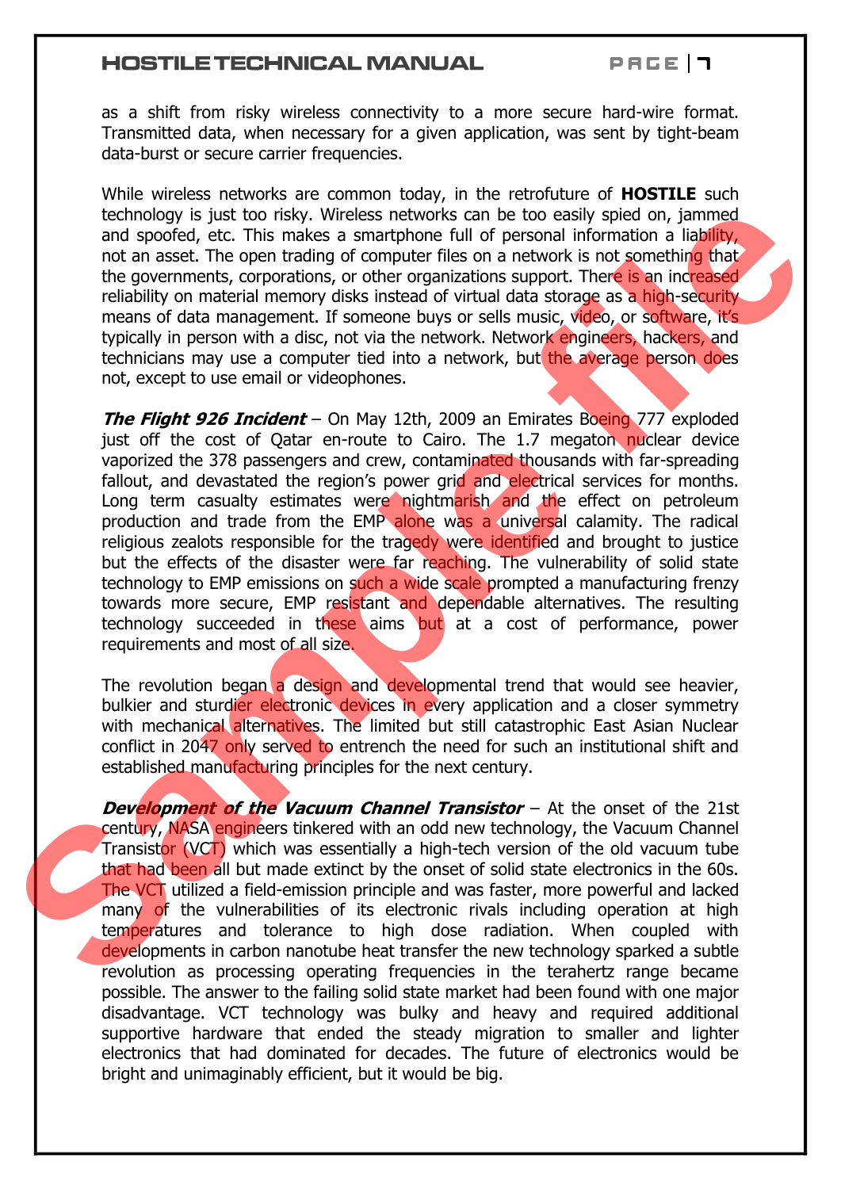as a shift from risky wireless connectivity to a more secure hard-wire format. Transmitted data, when necessary for a given application, was sent by tight-beam data-burst or secure carrier frequencies.

While wireless networks are common today, in the retrofuture of **HOSTILE** such technology is just too risky. Wireless networks can be too easily spied on, jammed and spoofed, etc. This makes a smartphone full of personal information a liability, not an asset. The open trading of computer files on a network is not something that the governments, corporations, or other organizations support. There is an increased reliability on material memory disks instead of virtual data storage as a high-security means of data management. If someone buys or sells music, video, or software, it's typically in person with a disc, not via the network. Network engineers, hackers, and technicians may use a computer tied into a network, but the average person does not, except to use email or videophones.

***The Flight 926 Incident*** – On May 12th, 2009 an Emirates Boeing 777 exploded just off the cost of Qatar en-route to Cairo. The 1.7 megaton nuclear device vaporized the 378 passengers and crew, contaminated thousands with far-spreading fallout, and devastated the region's power grid and electrical services for months. Long term casualty estimates were nightmarish and the effect on petroleum production and trade from the EMP alone was a universal calamity. The radical religious zealots responsible for the tragedy were identified and brought to justice but the effects of the disaster were far reaching. The vulnerability of solid state technology to EMP emissions on such a wide scale prompted a manufacturing frenzy towards more secure, EMP resistant and dependable alternatives. The resulting technology succeeded in these aims but at a cost of performance, power requirements and most of all size.

The revolution began a design and developmental trend that would see heavier, bulkier and sturdier electronic devices in every application and a closer symmetry with mechanical alternatives. The limited but still catastrophic East Asian Nuclear conflict in 2047 only served to entrench the need for such an institutional shift and established manufacturing principles for the next century.

***Development of the Vacuum Channel Transistor*** – At the onset of the 21st century, NASA engineers tinkered with an odd new technology, the Vacuum Channel Transistor (VCT) which was essentially a high-tech version of the old vacuum tube that had been all but made extinct by the onset of solid state electronics in the 60s. The VCT utilized a field-emission principle and was faster, more powerful and lacked many of the vulnerabilities of its electronic rivals including operation at high temperatures and tolerance to high dose radiation. When coupled with developments in carbon nanotube heat transfer the new technology sparked a subtle revolution as processing operating frequencies in the terahertz range became possible. The answer to the failing solid state market had been found with one major disadvantage. VCT technology was bulky and heavy and required additional supportive hardware that ended the steady migration to smaller and lighter electronics that had dominated for decades. The future of electronics would be bright and unimaginably efficient, but it would be big.